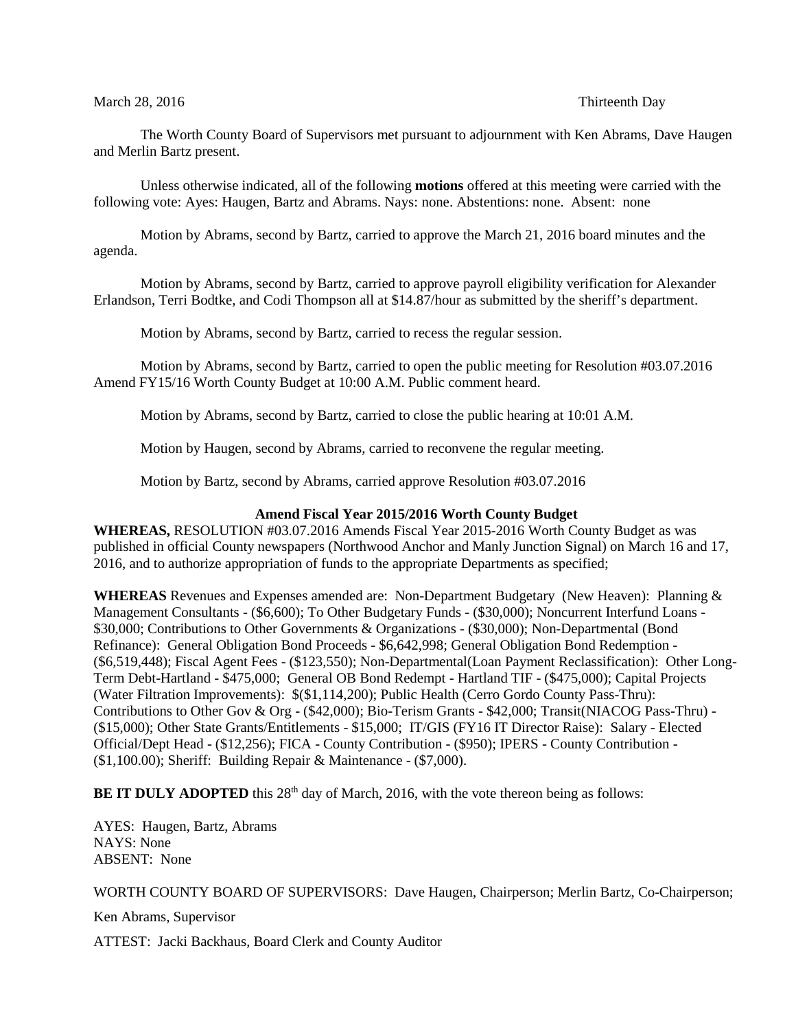March 28, 2016 Thirteenth Day

The Worth County Board of Supervisors met pursuant to adjournment with Ken Abrams, Dave Haugen and Merlin Bartz present.

Unless otherwise indicated, all of the following **motions** offered at this meeting were carried with the following vote: Ayes: Haugen, Bartz and Abrams. Nays: none. Abstentions: none. Absent: none

Motion by Abrams, second by Bartz, carried to approve the March 21, 2016 board minutes and the agenda.

Motion by Abrams, second by Bartz, carried to approve payroll eligibility verification for Alexander Erlandson, Terri Bodtke, and Codi Thompson all at $14.87/hour as submitted by the sheriff's department.

Motion by Abrams, second by Bartz, carried to recess the regular session.

Motion by Abrams, second by Bartz, carried to open the public meeting for Resolution #03.07.2016 Amend FY15/16 Worth County Budget at 10:00 A.M. Public comment heard.

Motion by Abrams, second by Bartz, carried to close the public hearing at 10:01 A.M.

Motion by Haugen, second by Abrams, carried to reconvene the regular meeting.

Motion by Bartz, second by Abrams, carried approve Resolution #03.07.2016

**Amend Fiscal Year 2015/2016 Worth County Budget**

**WHEREAS,** RESOLUTION #03.07.2016 Amends Fiscal Year 2015-2016 Worth County Budget as was published in official County newspapers (Northwood Anchor and Manly Junction Signal) on March 16 and 17, 2016, and to authorize appropriation of funds to the appropriate Departments as specified;

**WHEREAS** Revenues and Expenses amended are: Non-Department Budgetary (New Heaven): Planning & Management Consultants - ($6,600); To Other Budgetary Funds - ($30,000); Noncurrent Interfund Loans - $30,000; Contributions to Other Governments & Organizations - ($30,000); Non-Departmental (Bond Refinance): General Obligation Bond Proceeds - $6,642,998; General Obligation Bond Redemption - ($6,519,448); Fiscal Agent Fees - ($123,550); Non-Departmental(Loan Payment Reclassification): Other Long-Term Debt-Hartland - $475,000; General OB Bond Redempt - Hartland TIF - ($475,000); Capital Projects (Water Filtration Improvements): $($1,114,200); Public Health (Cerro Gordo County Pass-Thru): Contributions to Other Gov & Org - ($42,000); Bio-Terism Grants - $42,000; Transit(NIACOG Pass-Thru) - ($15,000); Other State Grants/Entitlements - $15,000; IT/GIS (FY16 IT Director Raise): Salary - Elected Official/Dept Head - ($12,256); FICA - County Contribution - ($950); IPERS - County Contribution - ($1,100.00); Sheriff: Building Repair & Maintenance - ($7,000).

**BE IT DULY ADOPTED** this 28th day of March, 2016, with the vote thereon being as follows:

AYES: Haugen, Bartz, Abrams
NAYS: None
ABSENT: None

WORTH COUNTY BOARD OF SUPERVISORS: Dave Haugen, Chairperson; Merlin Bartz, Co-Chairperson;

Ken Abrams, Supervisor

ATTEST: Jacki Backhaus, Board Clerk and County Auditor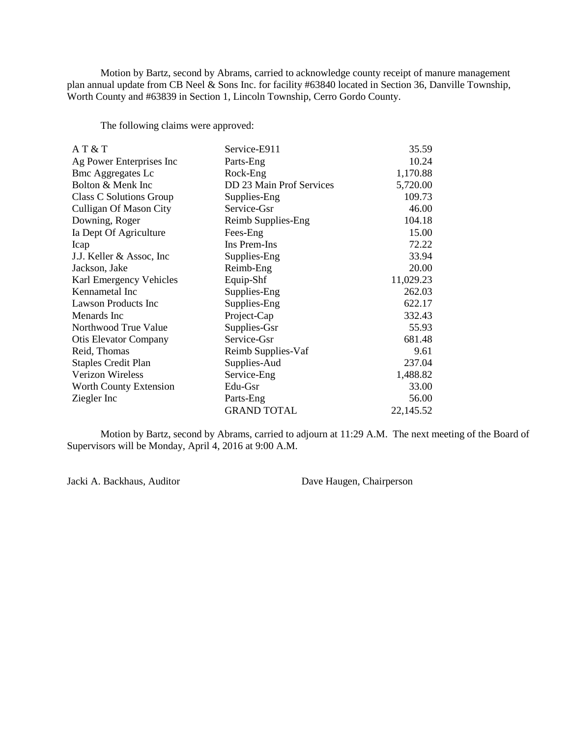Motion by Bartz, second by Abrams, carried to acknowledge county receipt of manure management plan annual update from CB Neel & Sons Inc. for facility #63840 located in Section 36, Danville Township, Worth County and #63839 in Section 1, Lincoln Township, Cerro Gordo County.

The following claims were approved:

| | | |
|---|---|---|
| A T & T | Service-E911 | 35.59 |
| Ag Power Enterprises Inc | Parts-Eng | 10.24 |
| Bmc Aggregates Lc | Rock-Eng | 1,170.88 |
| Bolton & Menk Inc | DD 23 Main Prof Services | 5,720.00 |
| Class C Solutions Group | Supplies-Eng | 109.73 |
| Culligan Of Mason City | Service-Gsr | 46.00 |
| Downing, Roger | Reimb Supplies-Eng | 104.18 |
| Ia Dept Of Agriculture | Fees-Eng | 15.00 |
| Icap | Ins Prem-Ins | 72.22 |
| J.J. Keller & Assoc, Inc | Supplies-Eng | 33.94 |
| Jackson, Jake | Reimb-Eng | 20.00 |
| Karl Emergency Vehicles | Equip-Shf | 11,029.23 |
| Kennametal Inc | Supplies-Eng | 262.03 |
| Lawson Products Inc | Supplies-Eng | 622.17 |
| Menards Inc | Project-Cap | 332.43 |
| Northwood True Value | Supplies-Gsr | 55.93 |
| Otis Elevator Company | Service-Gsr | 681.48 |
| Reid, Thomas | Reimb Supplies-Vaf | 9.61 |
| Staples Credit Plan | Supplies-Aud | 237.04 |
| Verizon Wireless | Service-Eng | 1,488.82 |
| Worth County Extension | Edu-Gsr | 33.00 |
| Ziegler Inc | Parts-Eng | 56.00 |
| | GRAND TOTAL | 22,145.52 |

Motion by Bartz, second by Abrams, carried to adjourn at 11:29 A.M. The next meeting of the Board of Supervisors will be Monday, April 4, 2016 at 9:00 A.M.

Jacki A. Backhaus, Auditor Dave Haugen, Chairperson